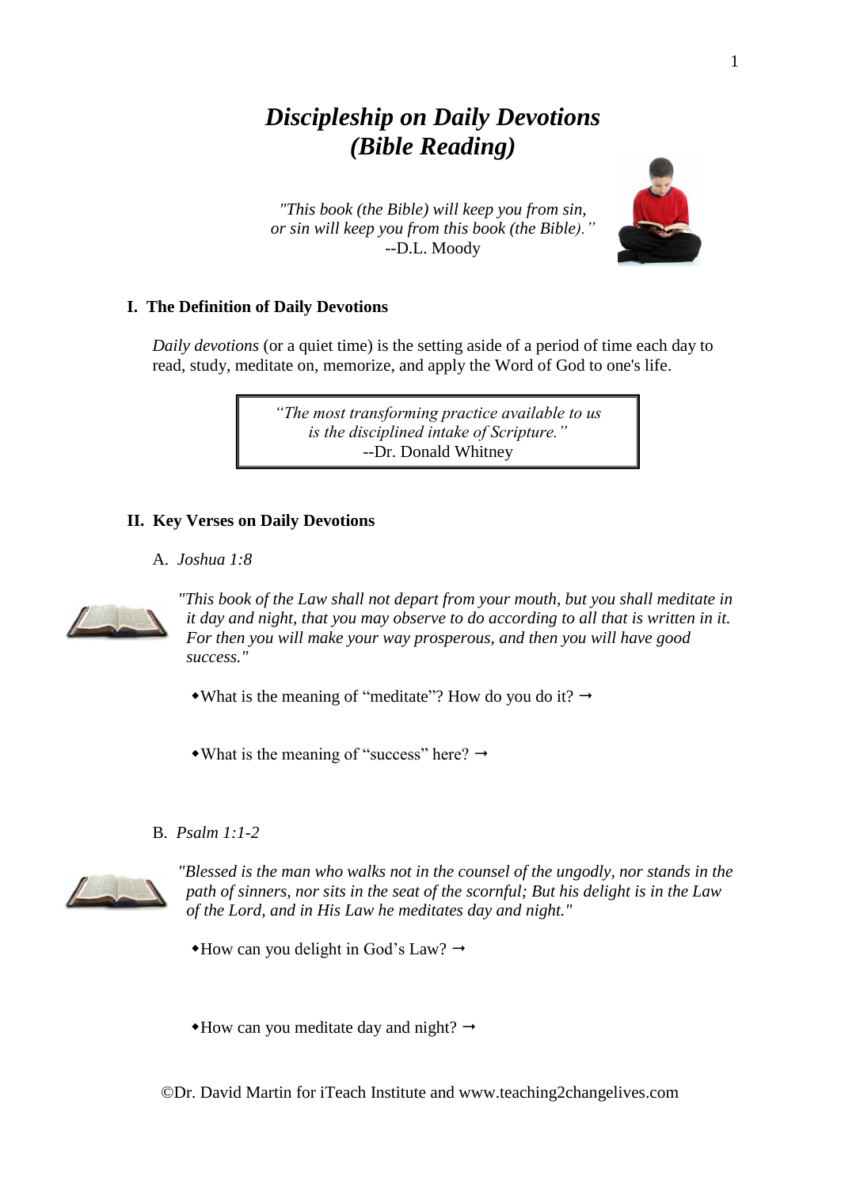# *Discipleship on Daily Devotions (Bible Reading)*

*"This book (the Bible) will keep you from sin, or sin will keep you from this book (the Bible)."*
--D.L. Moody

## I. The Definition of Daily Devotions

*Daily devotions* (or a quiet time) is the setting aside of a period of time each day to read, study, meditate on, memorize, and apply the Word of God to one's life.

> *"The most transforming practice available to us is the disciplined intake of Scripture."*
> --Dr. Donald Whitney

## II. Key Verses on Daily Devotions

A. *Joshua 1:8*

*"This book of the Law shall not depart from your mouth, but you shall meditate in it day and night, that you may observe to do according to all that is written in it. For then you will make your way prosperous, and then you will have good success."*

- What is the meaning of "meditate"? How do you do it? →

- What is the meaning of "success" here? →

B. *Psalm 1:1-2*

*"Blessed is the man who walks not in the counsel of the ungodly, nor stands in the path of sinners, nor sits in the seat of the scornful; But his delight is in the Law of the Lord, and in His Law he meditates day and night."*

- How can you delight in God's Law? →

- How can you meditate day and night? →

©Dr. David Martin for iTeach Institute and www.teaching2changelives.com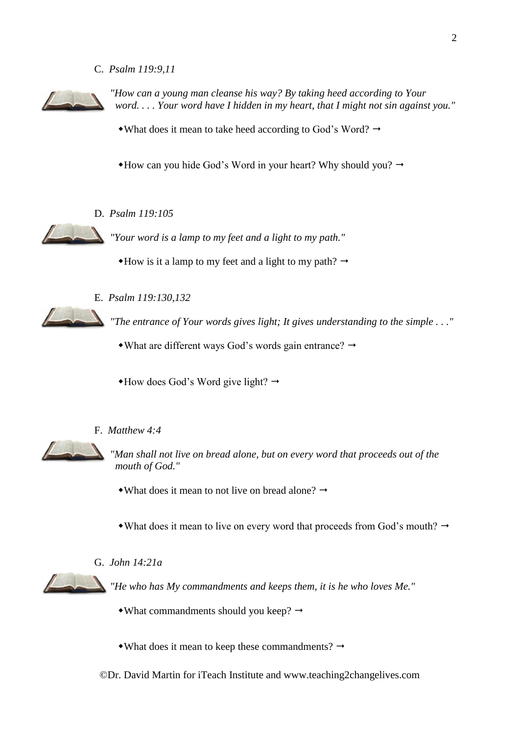C. *Psalm 119:9,11*

*"How can a young man cleanse his way? By taking heed according to Your word. . . . Your word have I hidden in my heart, that I might not sin against you."*

- What does it mean to take heed according to God's Word? →

- How can you hide God's Word in your heart? Why should you? →

D. *Psalm 119:105*

*"Your word is a lamp to my feet and a light to my path."*

- How is it a lamp to my feet and a light to my path? →

E. *Psalm 119:130,132*

*"The entrance of Your words gives light; It gives understanding to the simple . . ."*

- What are different ways God's words gain entrance? →

- How does God's Word give light? →

F. *Matthew 4:4*

*"Man shall not live on bread alone, but on every word that proceeds out of the mouth of God."*

- What does it mean to not live on bread alone? →

- What does it mean to live on every word that proceeds from God's mouth? →

G. *John 14:21a*

*"He who has My commandments and keeps them, it is he who loves Me."*

- What commandments should you keep? →

- What does it mean to keep these commandments? →

©Dr. David Martin for iTeach Institute and www.teaching2changelives.com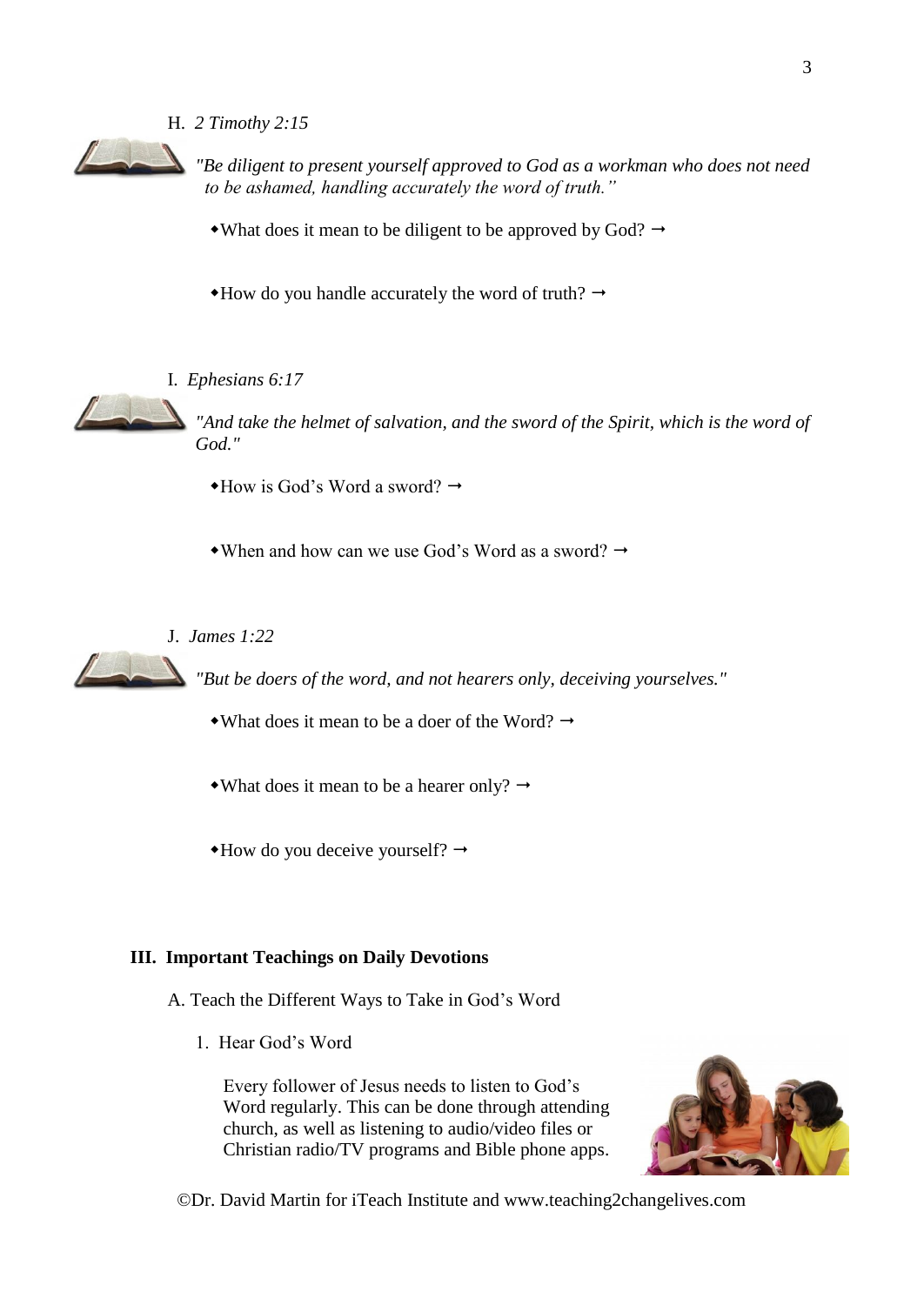H. *2 Timothy 2:15*

*"Be diligent to present yourself approved to God as a workman who does not need to be ashamed, handling accurately the word of truth."*

- What does it mean to be diligent to be approved by God? →

- How do you handle accurately the word of truth? →

I. *Ephesians 6:17*

*"And take the helmet of salvation, and the sword of the Spirit, which is the word of God."*

- How is God's Word a sword? →

- When and how can we use God's Word as a sword? →

J. *James 1:22*

*"But be doers of the word, and not hearers only, deceiving yourselves."*

- What does it mean to be a doer of the Word? →

- What does it mean to be a hearer only? →

- How do you deceive yourself? →

## III. Important Teachings on Daily Devotions

A. Teach the Different Ways to Take in God's Word

1. Hear God's Word

Every follower of Jesus needs to listen to God's Word regularly. This can be done through attending church, as well as listening to audio/video files or Christian radio/TV programs and Bible phone apps.

©Dr. David Martin for iTeach Institute and www.teaching2changelives.com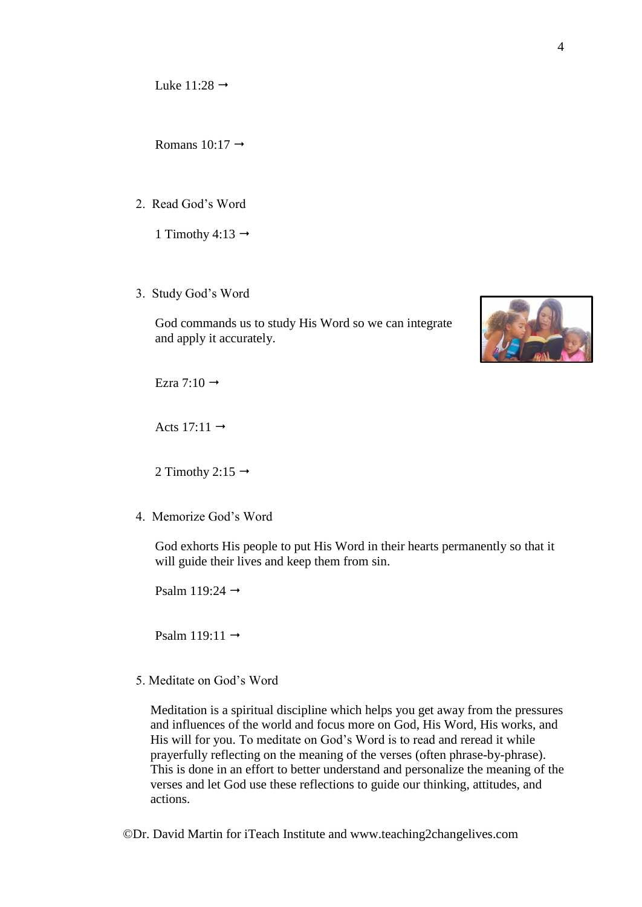Luke 11:28 →

Romans 10:17 →

2. Read God's Word

   1 Timothy 4:13 →

3. Study God's Word

   God commands us to study His Word so we can integrate and apply it accurately.

   Ezra 7:10 →

   Acts 17:11 →

   2 Timothy 2:15 →

4. Memorize God's Word

   God exhorts His people to put His Word in their hearts permanently so that it will guide their lives and keep them from sin.

   Psalm 119:24 →

   Psalm 119:11 →

5. Meditate on God's Word

   Meditation is a spiritual discipline which helps you get away from the pressures and influences of the world and focus more on God, His Word, His works, and His will for you. To meditate on God's Word is to read and reread it while prayerfully reflecting on the meaning of the verses (often phrase-by-phrase). This is done in an effort to better understand and personalize the meaning of the verses and let God use these reflections to guide our thinking, attitudes, and actions.

©Dr. David Martin for iTeach Institute and www.teaching2changelives.com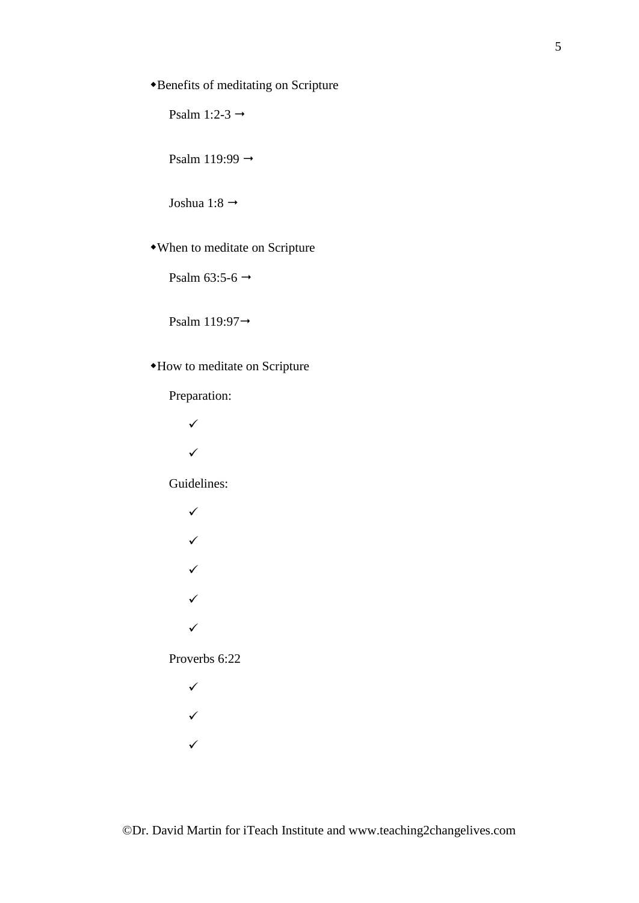- Benefits of meditating on Scripture

  Psalm 1:2-3 →

  Psalm 119:99 →

  Joshua 1:8 →

- When to meditate on Scripture

  Psalm 63:5-6 →

  Psalm 119:97→

- How to meditate on Scripture

  Preparation:

  - ✓
  - ✓

  Guidelines:

  - ✓
  - ✓
  - ✓
  - ✓
  - ✓

  Proverbs 6:22

  - ✓
  - ✓
  - ✓

©Dr. David Martin for iTeach Institute and www.teaching2changelives.com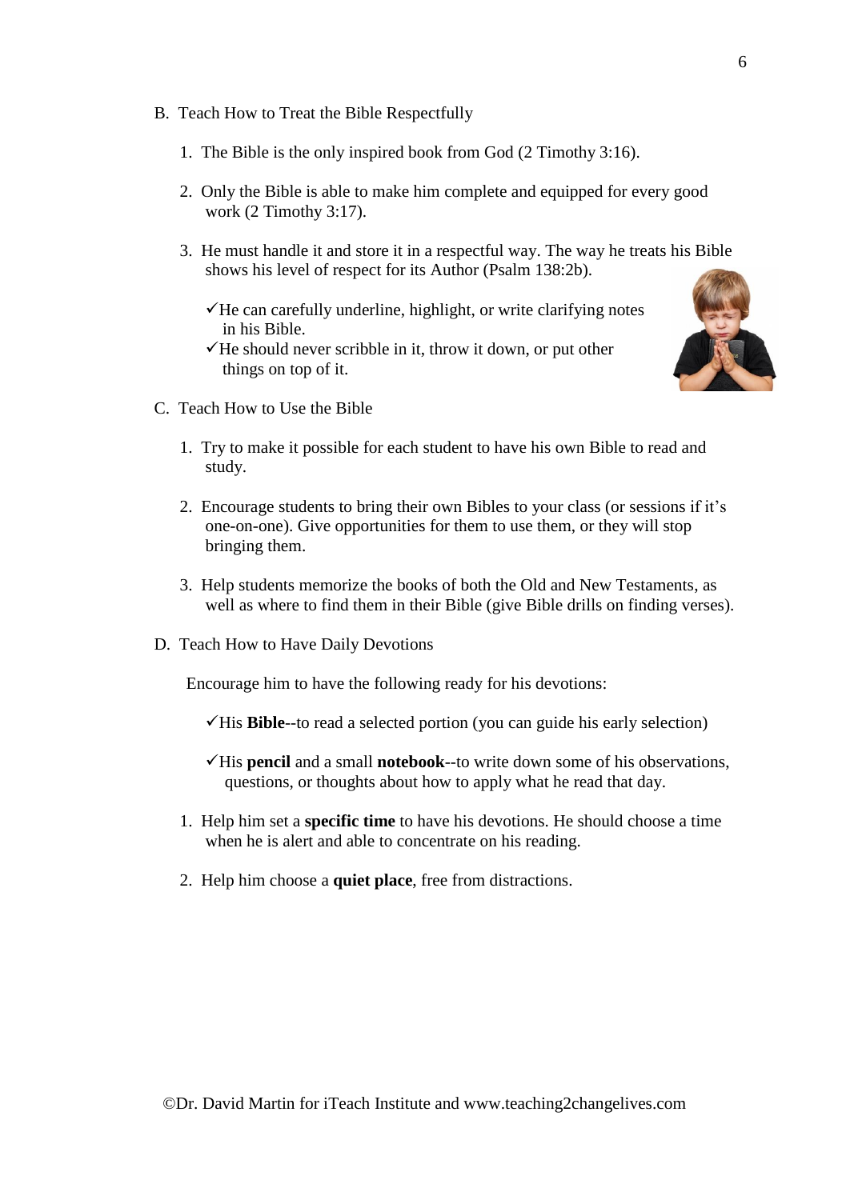B. Teach How to Treat the Bible Respectfully

1. The Bible is the only inspired book from God (2 Timothy 3:16).

2. Only the Bible is able to make him complete and equipped for every good work (2 Timothy 3:17).

3. He must handle it and store it in a respectful way. The way he treats his Bible shows his level of respect for its Author (Psalm 138:2b).

   ✓He can carefully underline, highlight, or write clarifying notes in his Bible.
   ✓He should never scribble in it, throw it down, or put other things on top of it.

C. Teach How to Use the Bible

1. Try to make it possible for each student to have his own Bible to read and study.

2. Encourage students to bring their own Bibles to your class (or sessions if it's one-on-one). Give opportunities for them to use them, or they will stop bringing them.

3. Help students memorize the books of both the Old and New Testaments, as well as where to find them in their Bible (give Bible drills on finding verses).

D. Teach How to Have Daily Devotions

Encourage him to have the following ready for his devotions:

✓His **Bible**--to read a selected portion (you can guide his early selection)

✓His **pencil** and a small **notebook**--to write down some of his observations, questions, or thoughts about how to apply what he read that day.

1. Help him set a **specific time** to have his devotions. He should choose a time when he is alert and able to concentrate on his reading.

2. Help him choose a **quiet place**, free from distractions.

©Dr. David Martin for iTeach Institute and www.teaching2changelives.com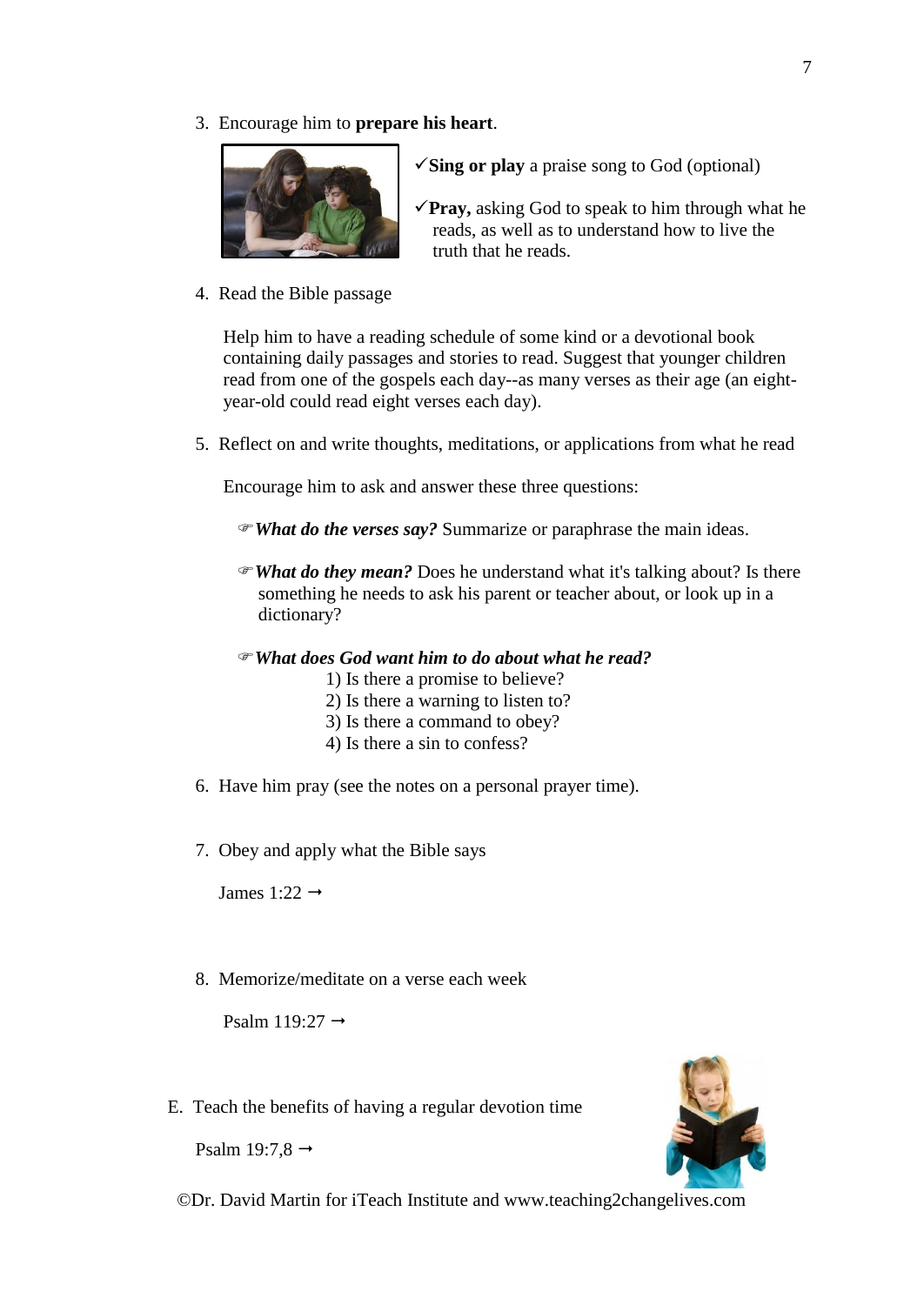3. Encourage him to **prepare his heart**.

   ✓**Sing or play** a praise song to God (optional)

   ✓**Pray,** asking God to speak to him through what he reads, as well as to understand how to live the truth that he reads.

4. Read the Bible passage

   Help him to have a reading schedule of some kind or a devotional book containing daily passages and stories to read. Suggest that younger children read from one of the gospels each day--as many verses as their age (an eight-year-old could read eight verses each day).

5. Reflect on and write thoughts, meditations, or applications from what he read

   Encourage him to ask and answer these three questions:

   ☞***What do the verses say?*** Summarize or paraphrase the main ideas.

   ☞***What do they mean?*** Does he understand what it's talking about? Is there something he needs to ask his parent or teacher about, or look up in a dictionary?

   ☞***What does God want him to do about what he read?***
   1) Is there a promise to believe?
   2) Is there a warning to listen to?
   3) Is there a command to obey?
   4) Is there a sin to confess?

6. Have him pray (see the notes on a personal prayer time).

7. Obey and apply what the Bible says

   James 1:22 →

8. Memorize/meditate on a verse each week

   Psalm 119:27 →

E. Teach the benefits of having a regular devotion time

   Psalm 19:7,8 →

©Dr. David Martin for iTeach Institute and www.teaching2changelives.com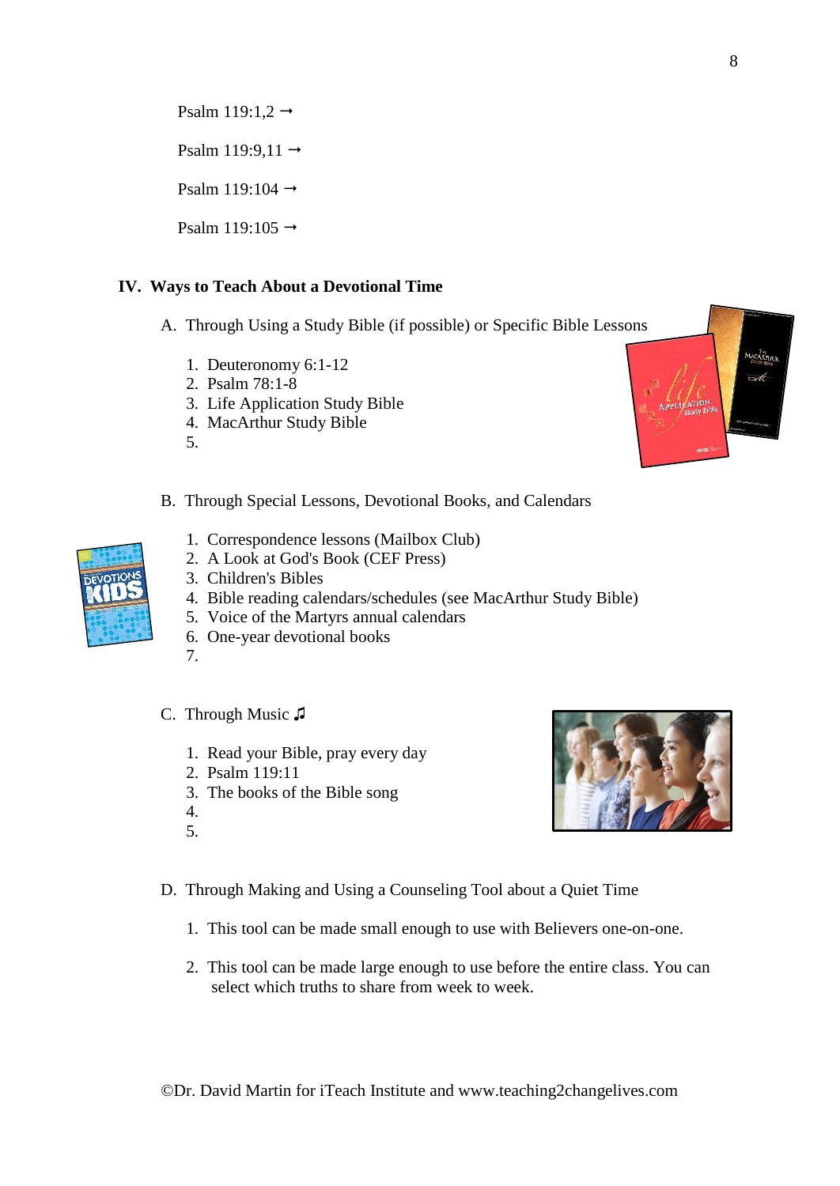Psalm 119:1,2 →

Psalm 119:9,11 →

Psalm 119:104 →

Psalm 119:105 →

## IV. Ways to Teach About a Devotional Time

A. Through Using a Study Bible (if possible) or Specific Bible Lessons

1. Deuteronomy 6:1-12
2. Psalm 78:1-8
3. Life Application Study Bible
4. MacArthur Study Bible
5.

B. Through Special Lessons, Devotional Books, and Calendars

1. Correspondence lessons (Mailbox Club)
2. A Look at God's Book (CEF Press)
3. Children's Bibles
4. Bible reading calendars/schedules (see MacArthur Study Bible)
5. Voice of the Martyrs annual calendars
6. One-year devotional books
7.

C. Through Music ♫

1. Read your Bible, pray every day
2. Psalm 119:11
3. The books of the Bible song
4.
5.

D. Through Making and Using a Counseling Tool about a Quiet Time

1. This tool can be made small enough to use with Believers one-on-one.

2. This tool can be made large enough to use before the entire class. You can select which truths to share from week to week.

©Dr. David Martin for iTeach Institute and www.teaching2changelives.com